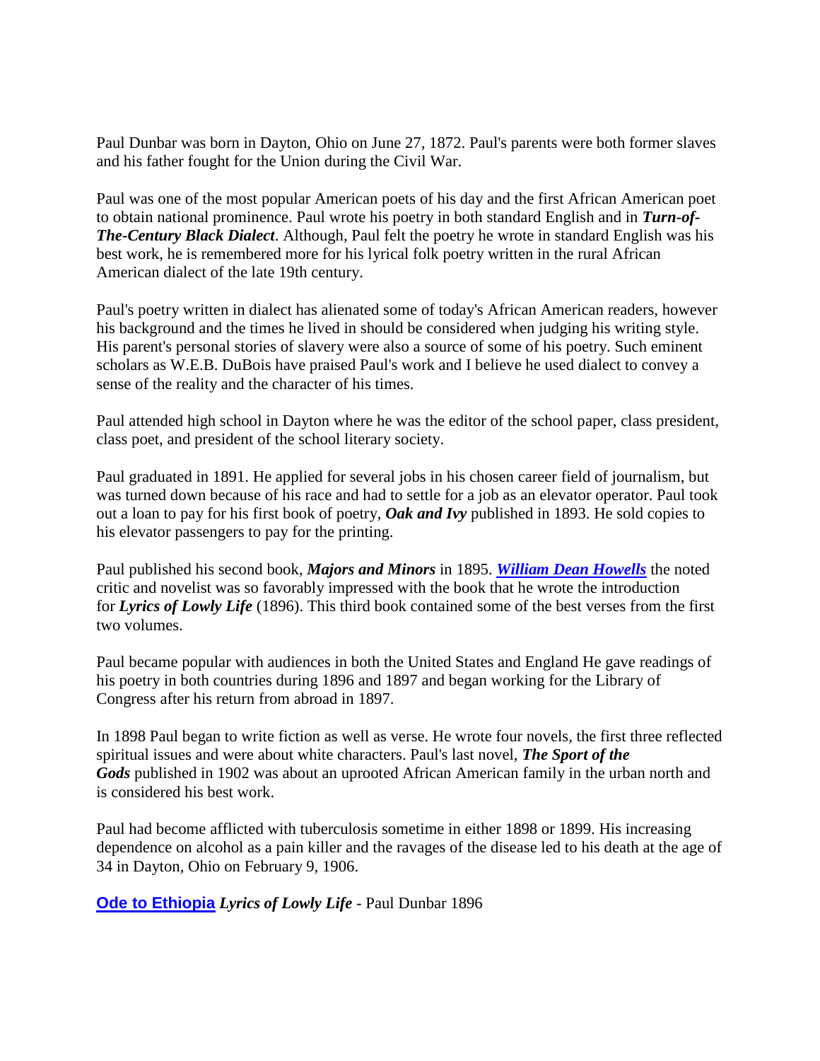Paul Dunbar was born in Dayton, Ohio on June 27, 1872. Paul's parents were both former slaves and his father fought for the Union during the Civil War.

Paul was one of the most popular American poets of his day and the first African American poet to obtain national prominence. Paul wrote his poetry in both standard English and in ***Turn-of-The-Century Black Dialect***. Although, Paul felt the poetry he wrote in standard English was his best work, he is remembered more for his lyrical folk poetry written in the rural African American dialect of the late 19th century.

Paul's poetry written in dialect has alienated some of today's African American readers, however his background and the times he lived in should be considered when judging his writing style. His parent's personal stories of slavery were also a source of some of his poetry. Such eminent scholars as W.E.B. DuBois have praised Paul's work and I believe he used dialect to convey a sense of the reality and the character of his times.

Paul attended high school in Dayton where he was the editor of the school paper, class president, class poet, and president of the school literary society.

Paul graduated in 1891. He applied for several jobs in his chosen career field of journalism, but was turned down because of his race and had to settle for a job as an elevator operator. Paul took out a loan to pay for his first book of poetry, ***Oak and Ivy*** published in 1893. He sold copies to his elevator passengers to pay for the printing.

Paul published his second book, ***Majors and Minors*** in 1895. ***William Dean Howells*** the noted critic and novelist was so favorably impressed with the book that he wrote the introduction for ***Lyrics of Lowly Life*** (1896). This third book contained some of the best verses from the first two volumes.

Paul became popular with audiences in both the United States and England He gave readings of his poetry in both countries during 1896 and 1897 and began working for the Library of Congress after his return from abroad in 1897.

In 1898 Paul began to write fiction as well as verse. He wrote four novels, the first three reflected spiritual issues and were about white characters. Paul's last novel, ***The Sport of the Gods*** published in 1902 was about an uprooted African American family in the urban north and is considered his best work.

Paul had become afflicted with tuberculosis sometime in either 1898 or 1899. His increasing dependence on alcohol as a pain killer and the ravages of the disease led to his death at the age of 34 in Dayton, Ohio on February 9, 1906.

**Ode to Ethiopia** ***Lyrics of Lowly Life*** - Paul Dunbar 1896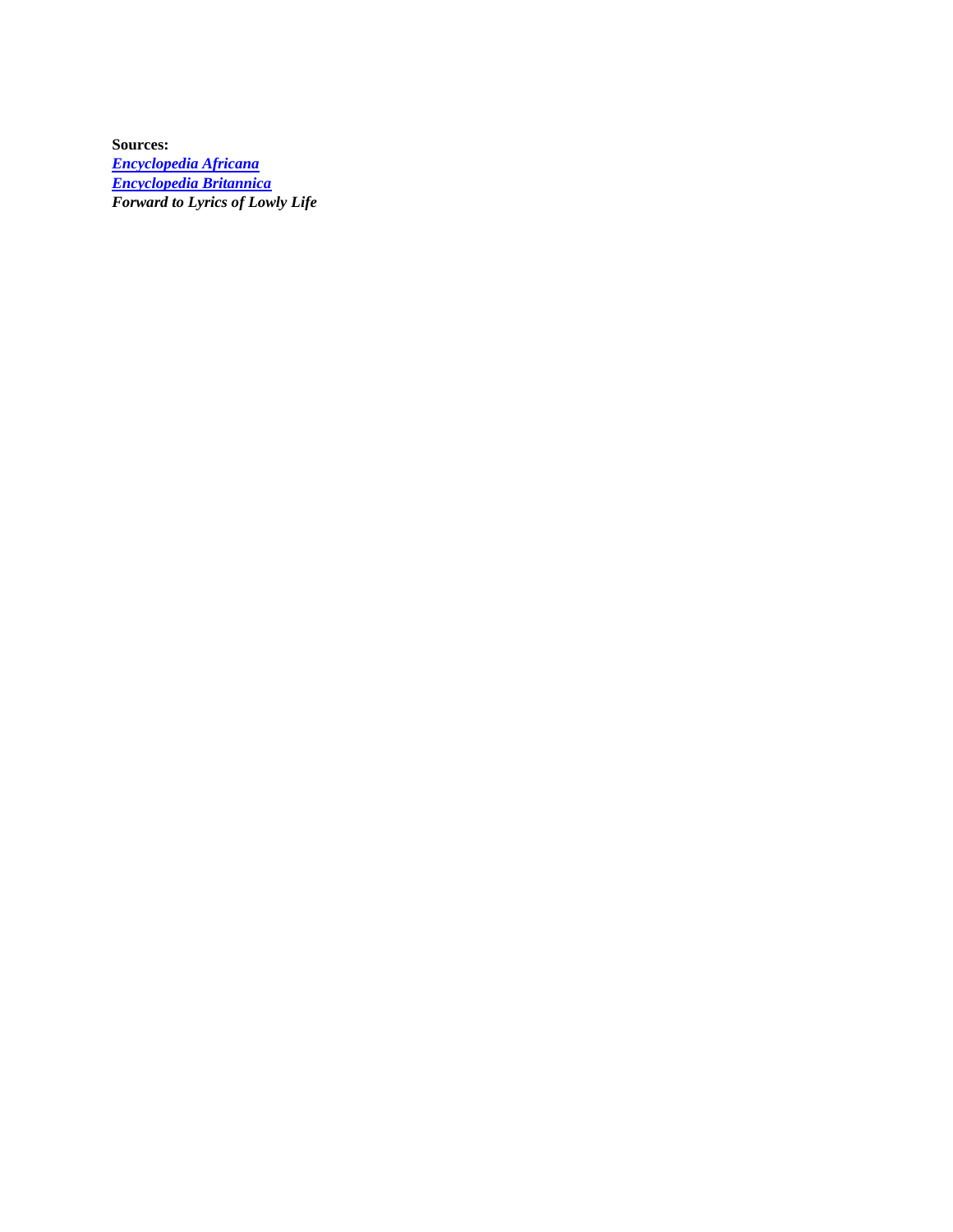**Sources:**
***Encyclopedia Africana***
***Encyclopedia Britannica***
***Forward to Lyrics of Lowly Life***